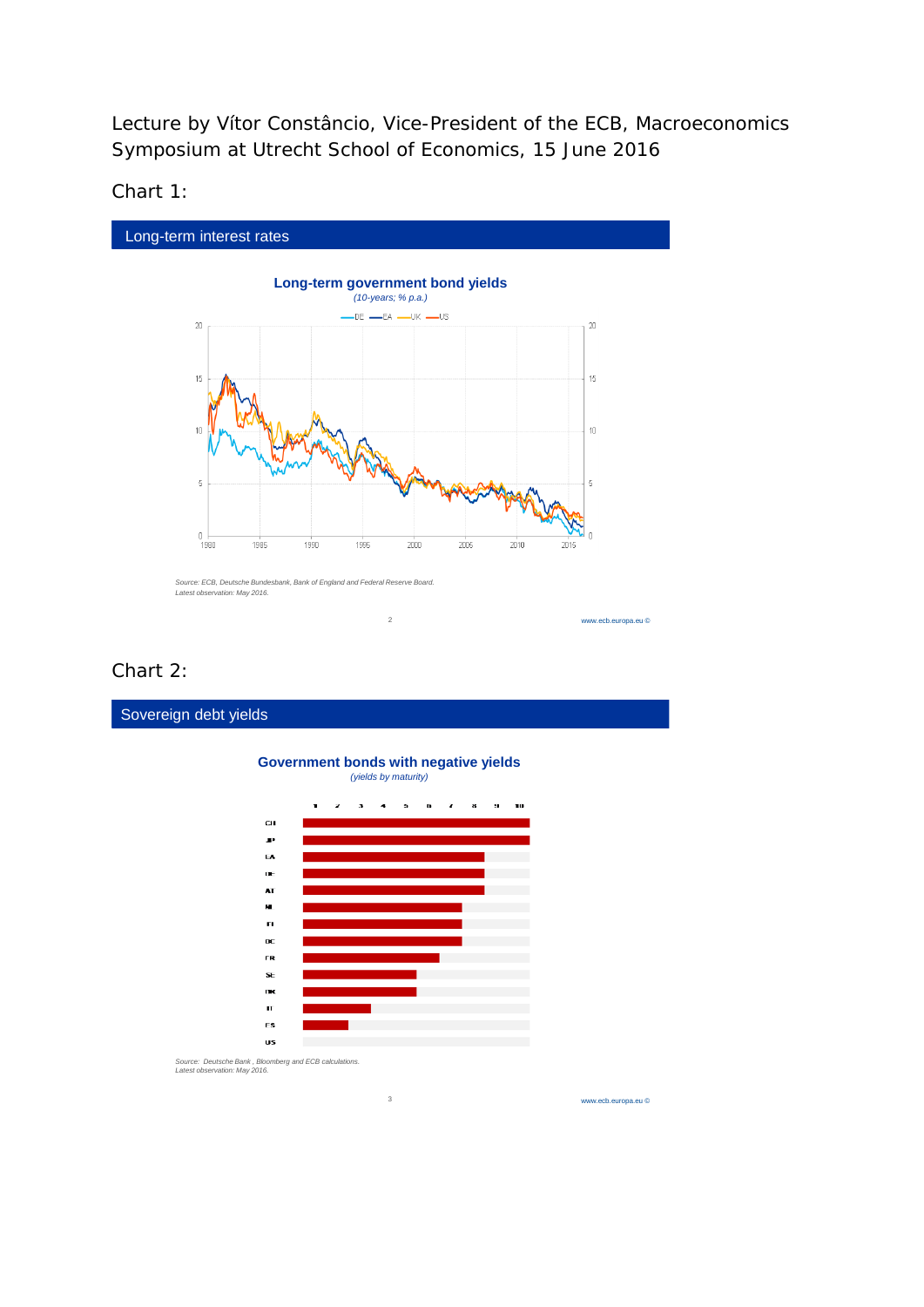Lecture by Vítor Constâncio, Vice-President of the ECB, Macroeconomics Symposium at Utrecht School of Economics, 15 June 2016

Chart 1:

## Long-term interest rates

**Long-term government bond yields**
*(10-years; % p.a.)*

*Source: ECB, Deutsche Bundesbank, Bank of England and Federal Reserve Board.*
*Latest observation: May 2016.*

Chart 2:

## Sovereign debt yields

**Government bonds with negative yields**
*(yields by maturity)*

*Source: Deutsche Bank, Bloomberg and ECB calculations.*
*Latest observation: May 2016.*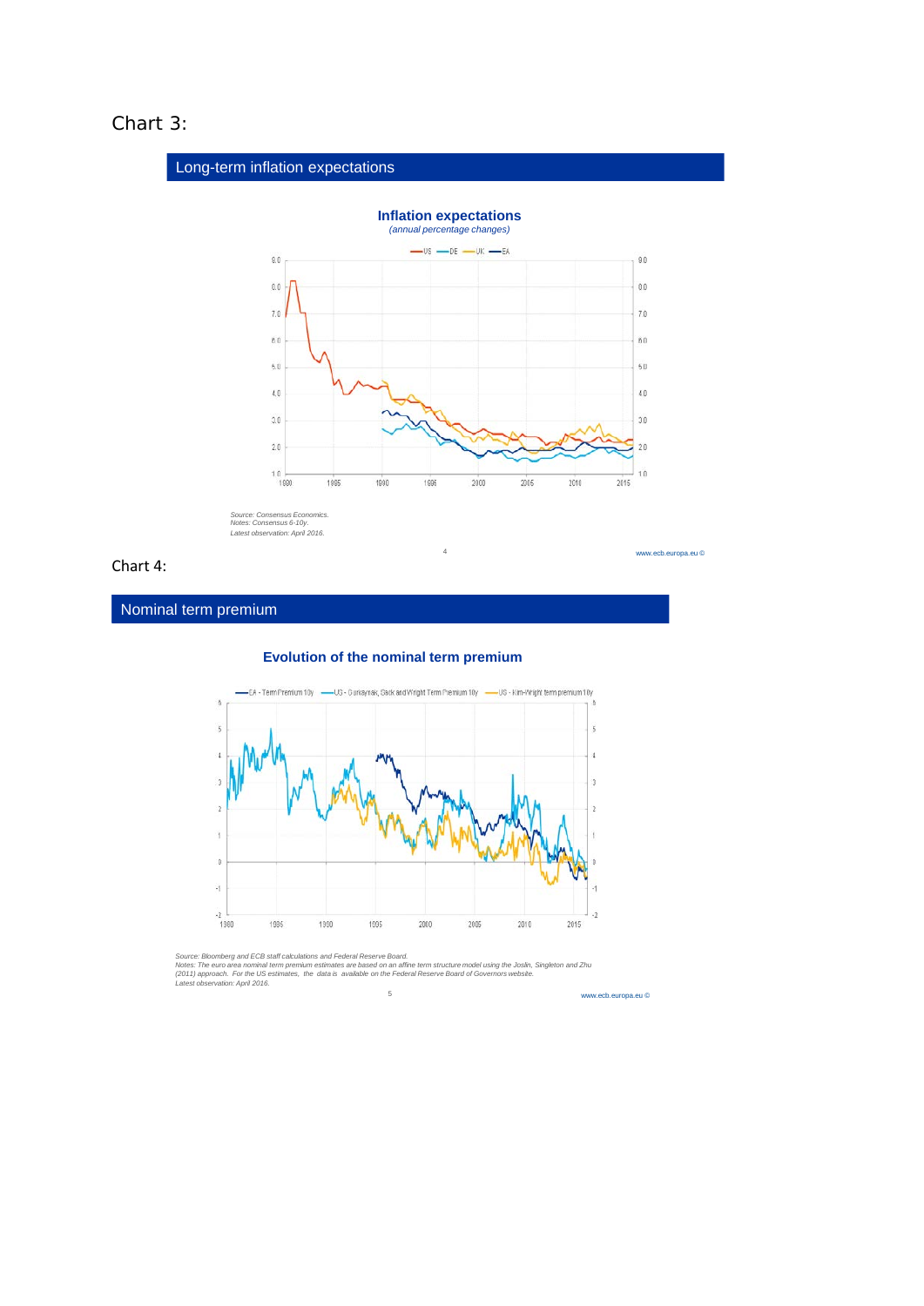Chart 3:

## Long-term inflation expectations

**Inflation expectations**
*(annual percentage changes)*

*Source: Consensus Economics.*
*Notes: Consensus 6-10y.*
*Latest observation: April 2016.*

Chart 4:

## Nominal term premium

**Evolution of the nominal term premium**

*Source: Bloomberg and ECB staff calculations and Federal Reserve Board.*
*Notes: The euro area nominal term premium estimates are based on an affine term structure model using the Joslin, Singleton and Zhu (2011) approach. For the US estimates, the data is available on the Federal Reserve Board of Governors website.*
*Latest observation: April 2016.*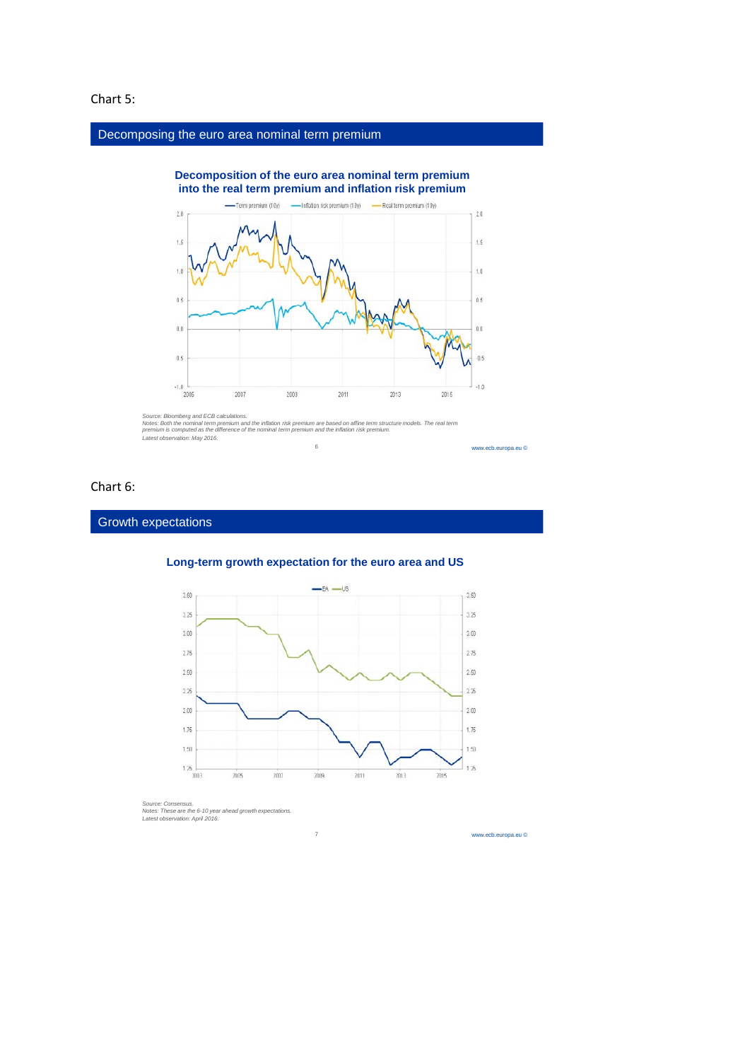Chart 5:

## Decomposing the euro area nominal term premium

**Decomposition of the euro area nominal term premium into the real term premium and inflation risk premium**

*Source: Bloomberg and ECB calculations.*
*Notes: Both the nominal term premium and the inflation risk premium are based on affine term structure models. The real term premium is computed as the difference of the nominal term premium and the inflation risk premium.*
*Latest observation: May 2016.*

Chart 6:

## Growth expectations

**Long-term growth expectation for the euro area and US**

*Source: Consensus.*
*Notes: These are the 6-10 year ahead growth expectations.*
*Latest observation: April 2016.*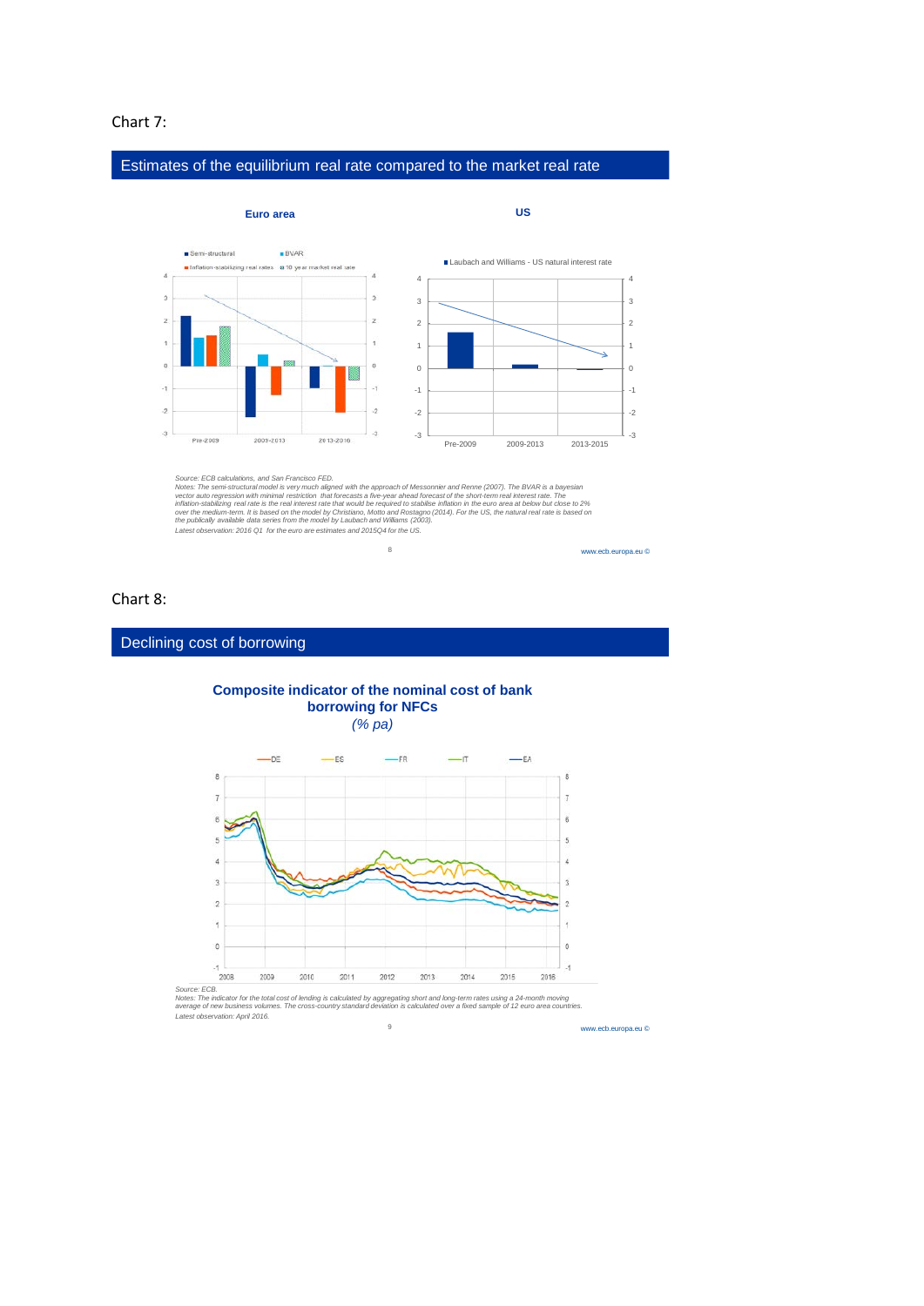Chart 7:

## Estimates of the equilibrium real rate compared to the market real rate

**Euro area**

Semi-structural
BVAR
Inflation-stabilizing real rates
10 year market real rate

4
3
2
1
0
-1
-2
-3

Pre-2009
2009-2013
2013-2016

**US**

Laubach and Williams - US natural interest rate

4
3
2
1
0
-1
-2
-3

Pre-2009
2009-2013
2013-2015

*Source: ECB calculations, and San Francisco FED.*
*Notes: The semi-structural model is very much aligned with the approach of Messonnier and Renne (2007). The BVAR is a bayesian vector auto regression with minimal restriction that forecasts a five-year ahead forecast of the short-term real interest rate. The inflation-stabilizing real rate is the real interest rate that would be required to stabilise inflation in the euro area at below but close to 2% over the medium-term. It is based on the model by Christiano, Motto and Rostagno (2014). For the US, the natural real rate is based on the publically available data series from the model by Laubach and Williams (2003).*
*Latest observation: 2016 Q1 for the euro are estimates and 2015Q4 for the US.*

Chart 8:

## Declining cost of borrowing

**Composite indicator of the nominal cost of bank borrowing for NFCs**
*(% pa)*

DE
ES
FR
IT
EA

8
7
6
5
4
3
2
1
0
-1

2008
2009
2010
2011
2012
2013
2014
2015
2016

*Source: ECB.*
*Notes: The indicator for the total cost of lending is calculated by aggregating short and long-term rates using a 24-month moving average of new business volumes. The cross-country standard deviation is calculated over a fixed sample of 12 euro area countries.*
*Latest observation: April 2016.*